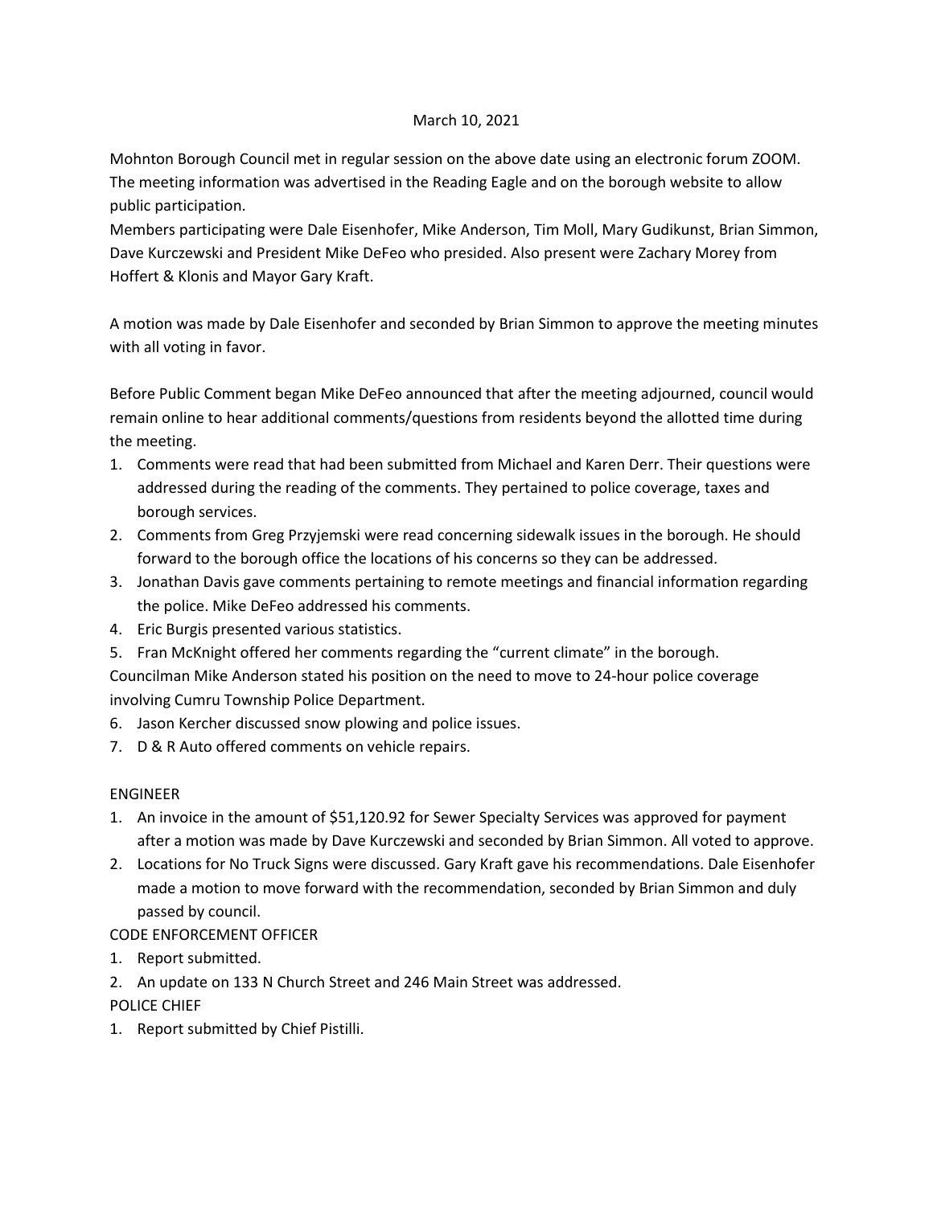March 10, 2021

Mohnton Borough Council met in regular session on the above date using an electronic forum ZOOM. The meeting information was advertised in the Reading Eagle and on the borough website to allow public participation.

Members participating were Dale Eisenhofer, Mike Anderson, Tim Moll, Mary Gudikunst, Brian Simmon, Dave Kurczewski and President Mike DeFeo who presided. Also present were Zachary Morey from Hoffert & Klonis and Mayor Gary Kraft.

A motion was made by Dale Eisenhofer and seconded by Brian Simmon to approve the meeting minutes with all voting in favor.

Before Public Comment began Mike DeFeo announced that after the meeting adjourned, council would remain online to hear additional comments/questions from residents beyond the allotted time during the meeting.

1. Comments were read that had been submitted from Michael and Karen Derr. Their questions were addressed during the reading of the comments. They pertained to police coverage, taxes and borough services.
2. Comments from Greg Przyjemski were read concerning sidewalk issues in the borough. He should forward to the borough office the locations of his concerns so they can be addressed.
3. Jonathan Davis gave comments pertaining to remote meetings and financial information regarding the police. Mike DeFeo addressed his comments.
4. Eric Burgis presented various statistics.
5. Fran McKnight offered her comments regarding the "current climate" in the borough.

Councilman Mike Anderson stated his position on the need to move to 24-hour police coverage involving Cumru Township Police Department.

6. Jason Kercher discussed snow plowing and police issues.
7. D & R Auto offered comments on vehicle repairs.

ENGINEER

1. An invoice in the amount of $51,120.92 for Sewer Specialty Services was approved for payment after a motion was made by Dave Kurczewski and seconded by Brian Simmon. All voted to approve.
2. Locations for No Truck Signs were discussed. Gary Kraft gave his recommendations. Dale Eisenhofer made a motion to move forward with the recommendation, seconded by Brian Simmon and duly passed by council.

CODE ENFORCEMENT OFFICER

1. Report submitted.
2. An update on 133 N Church Street and 246 Main Street was addressed.

POLICE CHIEF

1. Report submitted by Chief Pistilli.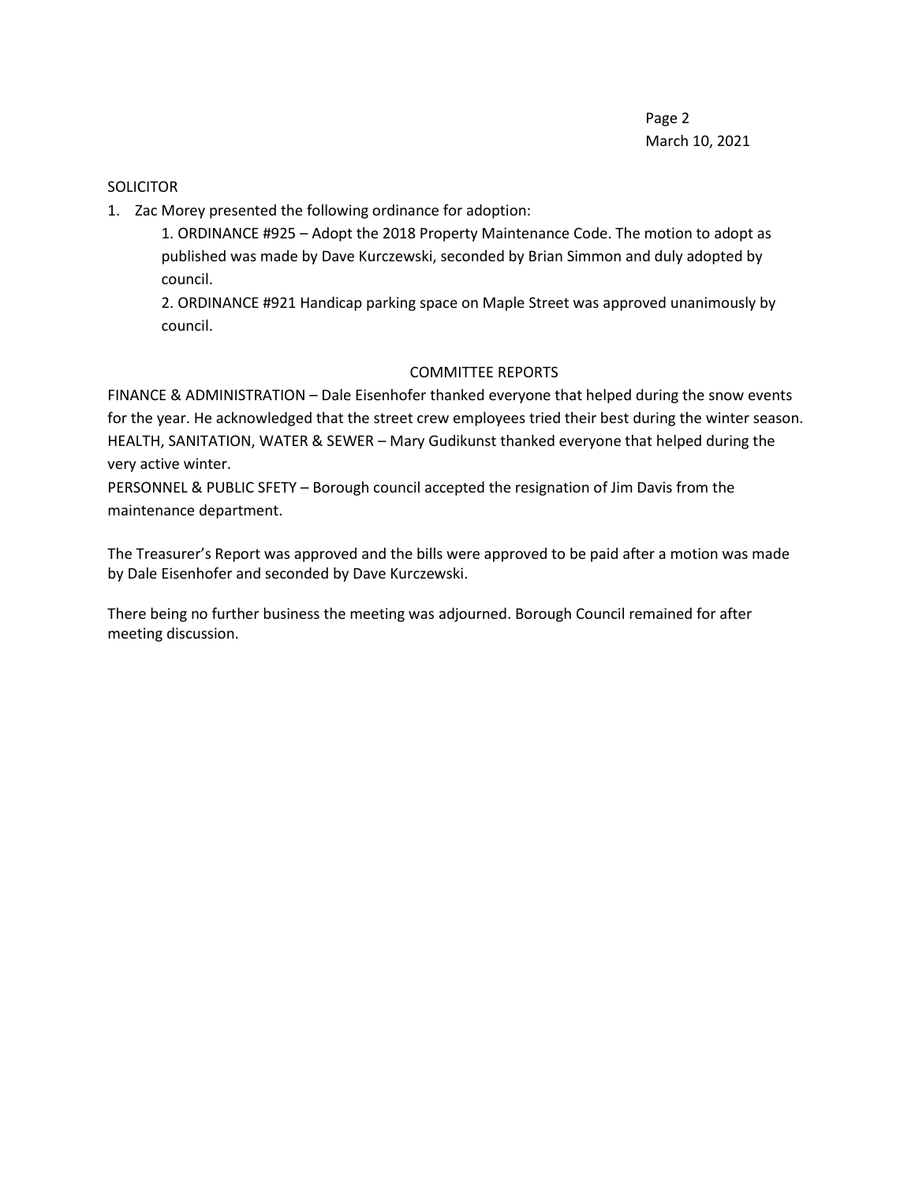SOLICITOR

1. Zac Morey presented the following ordinance for adoption:

   1. ORDINANCE #925 – Adopt the 2018 Property Maintenance Code. The motion to adopt as published was made by Dave Kurczewski, seconded by Brian Simmon and duly adopted by council.

   2. ORDINANCE #921 Handicap parking space on Maple Street was approved unanimously by council.

## COMMITTEE REPORTS

FINANCE & ADMINISTRATION – Dale Eisenhofer thanked everyone that helped during the snow events for the year. He acknowledged that the street crew employees tried their best during the winter season.
HEALTH, SANITATION, WATER & SEWER – Mary Gudikunst thanked everyone that helped during the very active winter.
PERSONNEL & PUBLIC SFETY – Borough council accepted the resignation of Jim Davis from the maintenance department.

The Treasurer's Report was approved and the bills were approved to be paid after a motion was made by Dale Eisenhofer and seconded by Dave Kurczewski.

There being no further business the meeting was adjourned. Borough Council remained for after meeting discussion.